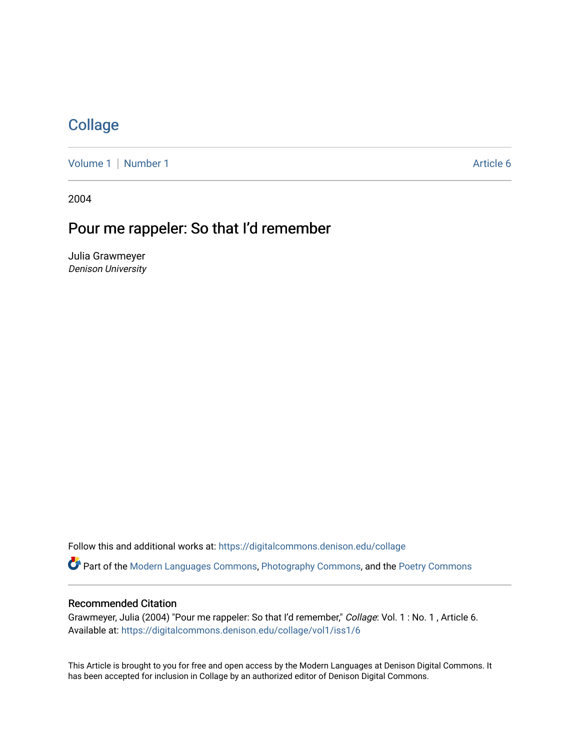# Collage

Volume 1 | Number 1 — Article 6

2004

## Pour me rappeler: So that I'd remember

Julia Grawmeyer
*Denison University*

Follow this and additional works at: https://digitalcommons.denison.edu/collage

Part of the Modern Languages Commons, Photography Commons, and the Poetry Commons

### Recommended Citation

Grawmeyer, Julia (2004) "Pour me rappeler: So that I'd remember," *Collage*: Vol. 1 : No. 1 , Article 6.
Available at: https://digitalcommons.denison.edu/collage/vol1/iss1/6

This Article is brought to you for free and open access by the Modern Languages at Denison Digital Commons. It has been accepted for inclusion in Collage by an authorized editor of Denison Digital Commons.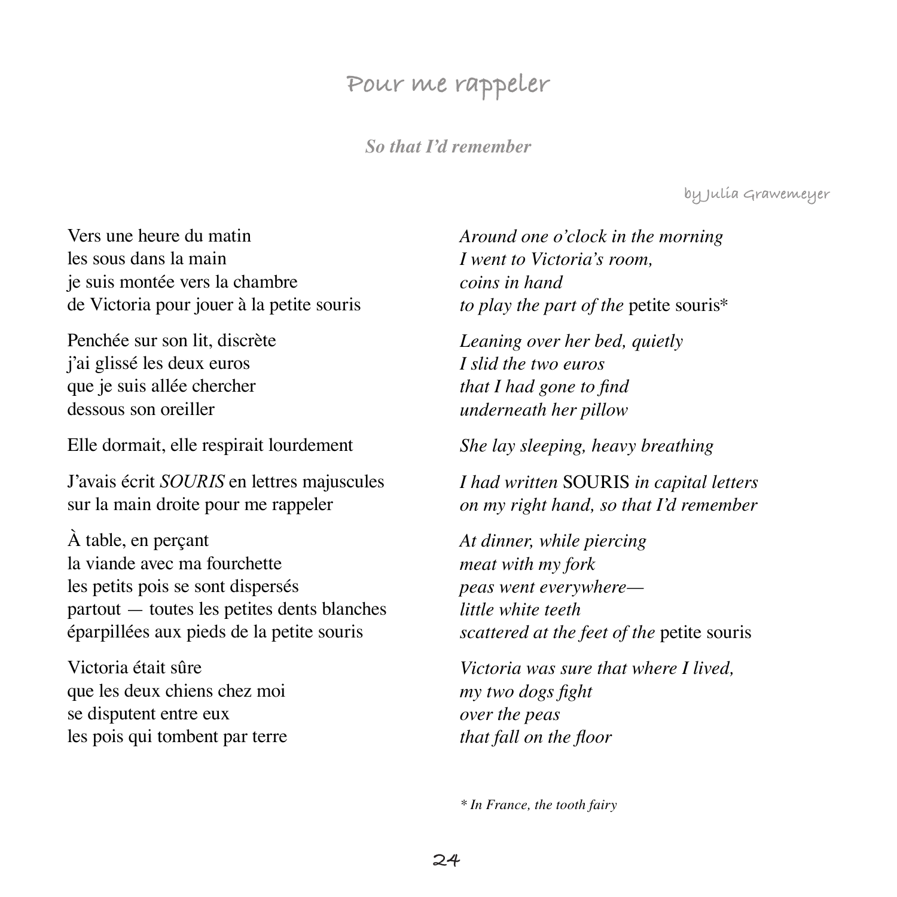# Pour me rappeler

***So that I'd remember***

by Julia Grawemeyer

Vers une heure du matin
les sous dans la main
je suis montée vers la chambre
de Victoria pour jouer à la petite souris

Penchée sur son lit, discrète
j'ai glissé les deux euros
que je suis allée chercher
dessous son oreiller

Elle dormait, elle respirait lourdement

J'avais écrit *SOURIS* en lettres majuscules
sur la main droite pour me rappeler

À table, en perçant
la viande avec ma fourchette
les petits pois se sont dispersés
partout — toutes les petites dents blanches
éparpillées aux pieds de la petite souris

Victoria était sûre
que les deux chiens chez moi
se disputent entre eux
les pois qui tombent par terre

*Around one o'clock in the morning*
*I went to Victoria's room,*
*coins in hand*
*to play the part of the* petite souris*

*Leaning over her bed, quietly*
*I slid the two euros*
*that I had gone to find*
*underneath her pillow*

*She lay sleeping, heavy breathing*

*I had written* SOURIS *in capital letters*
*on my right hand, so that I'd remember*

*At dinner, while piercing*
*meat with my fork*
*peas went everywhere—*
*little white teeth*
*scattered at the feet of the* petite souris

*Victoria was sure that where I lived,*
*my two dogs fight*
*over the peas*
*that fall on the floor*

** In France, the tooth fairy*